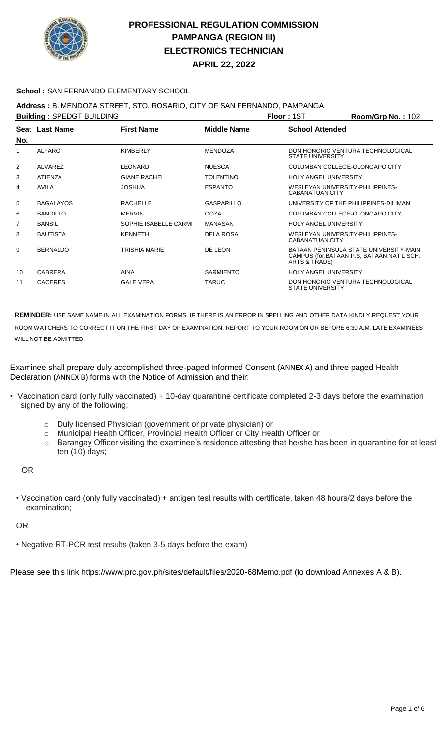# PROFESSIONAL REGULATION COMMISSION
# PAMPANGA (REGION III)
# ELECTRONICS TECHNICIAN
# APRIL 22, 2022

**School :** SAN FERNANDO ELEMENTARY SCHOOL

**Address :** B. MENDOZA STREET, STO. ROSARIO, CITY OF SAN FERNANDO, PAMPANGA

**Building :** SPEDGT BUILDING **Floor :** 1ST **Room/Grp No. :** 102

| Seat No. | Last Name | First Name | Middle Name | School Attended |
|---|---|---|---|---|
| 1 | ALFARO | KIMBERLY | MENDOZA | DON HONORIO VENTURA TECHNOLOGICAL STATE UNIVERSITY |
| 2 | ALVAREZ | LEONARD | NUESCA | COLUMBAN COLLEGE-OLONGAPO CITY |
| 3 | ATIENZA | GIANE RACHEL | TOLENTINO | HOLY ANGEL UNIVERSITY |
| 4 | AVILA | JOSHUA | ESPANTO | WESLEYAN UNIVERSITY-PHILIPPINES-CABANATUAN CITY |
| 5 | BAGALAYOS | RACHELLE | GASPARILLO | UNIVERSITY OF THE PHILIPPINES-DILIMAN |
| 6 | BANDILLO | MERVIN | GOZA | COLUMBAN COLLEGE-OLONGAPO CITY |
| 7 | BANSIL | SOPHIE ISABELLE CARMI | MANASAN | HOLY ANGEL UNIVERSITY |
| 8 | BAUTISTA | KENNETH | DELA ROSA | WESLEYAN UNIVERSITY-PHILIPPINES-CABANATUAN CITY |
| 9 | BERNALDO | TRISHIA MARIE | DE LEON | BATAAN PENINSULA STATE UNIVERSITY-MAIN CAMPUS (for.BATAAN P.S, BATAAN NAT'L SCH. ARTS & TRADE) |
| 10 | CABRERA | AINA | SARMIENTO | HOLY ANGEL UNIVERSITY |
| 11 | CACERES | GALE VERA | TARUC | DON HONORIO VENTURA TECHNOLOGICAL STATE UNIVERSITY |

**REMINDER:** USE SAME NAME IN ALL EXAMINATION FORMS. IF THERE IS AN ERROR IN SPELLING AND OTHER DATA KINDLY REQUEST YOUR ROOM WATCHERS TO CORRECT IT ON THE FIRST DAY OF EXAMINATION. REPORT TO YOUR ROOM ON OR BEFORE 6:30 A.M. LATE EXAMINEES WILL NOT BE ADMITTED.

Examinee shall prepare duly accomplished three-paged Informed Consent (ANNEX A) and three paged Health Declaration (ANNEX B) forms with the Notice of Admission and their:

- Vaccination card (only fully vaccinated) + 10-day quarantine certificate completed 2-3 days before the examination signed by any of the following:
    - Duly licensed Physician (government or private physician) or
    - Municipal Health Officer, Provincial Health Officer or City Health Officer or
    - Barangay Officer visiting the examinee's residence attesting that he/she has been in quarantine for at least ten (10) days;

OR

- Vaccination card (only fully vaccinated) + antigen test results with certificate, taken 48 hours/2 days before the examination;

OR

- Negative RT-PCR test results (taken 3-5 days before the exam)

Please see this link https://www.prc.gov.ph/sites/default/files/2020-68Memo.pdf (to download Annexes A & B).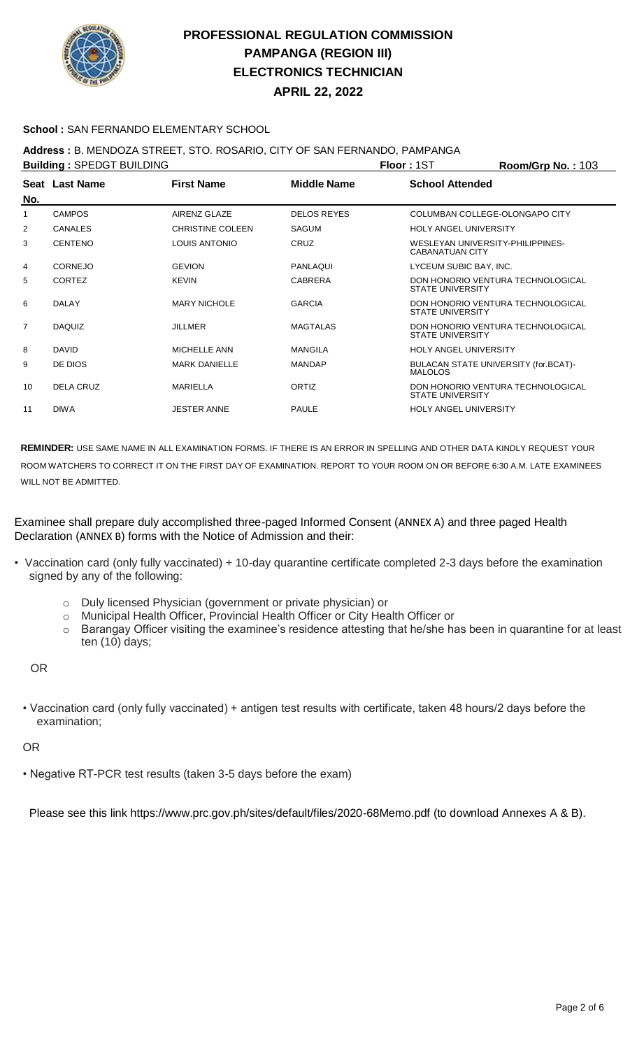# PROFESSIONAL REGULATION COMMISSION
## PAMPANGA (REGION III)
## ELECTRONICS TECHNICIAN
## APRIL 22, 2022

**School :** SAN FERNANDO ELEMENTARY SCHOOL

**Address :** B. MENDOZA STREET, STO. ROSARIO, CITY OF SAN FERNANDO, PAMPANGA

**Building :** SPEDGT BUILDING **Floor :** 1ST **Room/Grp No. :** 103

| Seat No. | Last Name | First Name | Middle Name | School Attended |
|---|---|---|---|---|
| 1 | CAMPOS | AIRENZ GLAZE | DELOS REYES | COLUMBAN COLLEGE-OLONGAPO CITY |
| 2 | CANALES | CHRISTINE COLEEN | SAGUM | HOLY ANGEL UNIVERSITY |
| 3 | CENTENO | LOUIS ANTONIO | CRUZ | WESLEYAN UNIVERSITY-PHILIPPINES-CABANATUAN CITY |
| 4 | CORNEJO | GEVION | PANLAQUI | LYCEUM SUBIC BAY, INC. |
| 5 | CORTEZ | KEVIN | CABRERA | DON HONORIO VENTURA TECHNOLOGICAL STATE UNIVERSITY |
| 6 | DALAY | MARY NICHOLE | GARCIA | DON HONORIO VENTURA TECHNOLOGICAL STATE UNIVERSITY |
| 7 | DAQUIZ | JILLMER | MAGTALAS | DON HONORIO VENTURA TECHNOLOGICAL STATE UNIVERSITY |
| 8 | DAVID | MICHELLE ANN | MANGILA | HOLY ANGEL UNIVERSITY |
| 9 | DE DIOS | MARK DANIELLE | MANDAP | BULACAN STATE UNIVERSITY (for.BCAT)-MALOLOS |
| 10 | DELA CRUZ | MARIELLA | ORTIZ | DON HONORIO VENTURA TECHNOLOGICAL STATE UNIVERSITY |
| 11 | DIWA | JESTER ANNE | PAULE | HOLY ANGEL UNIVERSITY |

**REMINDER:** USE SAME NAME IN ALL EXAMINATION FORMS. IF THERE IS AN ERROR IN SPELLING AND OTHER DATA KINDLY REQUEST YOUR ROOM WATCHERS TO CORRECT IT ON THE FIRST DAY OF EXAMINATION. REPORT TO YOUR ROOM ON OR BEFORE 6:30 A.M. LATE EXAMINEES WILL NOT BE ADMITTED.

Examinee shall prepare duly accomplished three-paged Informed Consent (ANNEX A) and three paged Health Declaration (ANNEX B) forms with the Notice of Admission and their:

- Vaccination card (only fully vaccinated) + 10-day quarantine certificate completed 2-3 days before the examination signed by any of the following:
  - Duly licensed Physician (government or private physician) or
  - Municipal Health Officer, Provincial Health Officer or City Health Officer or
  - Barangay Officer visiting the examinee's residence attesting that he/she has been in quarantine for at least ten (10) days;

OR

- Vaccination card (only fully vaccinated) + antigen test results with certificate, taken 48 hours/2 days before the examination;

OR

- Negative RT-PCR test results (taken 3-5 days before the exam)

Please see this link https://www.prc.gov.ph/sites/default/files/2020-68Memo.pdf (to download Annexes A & B).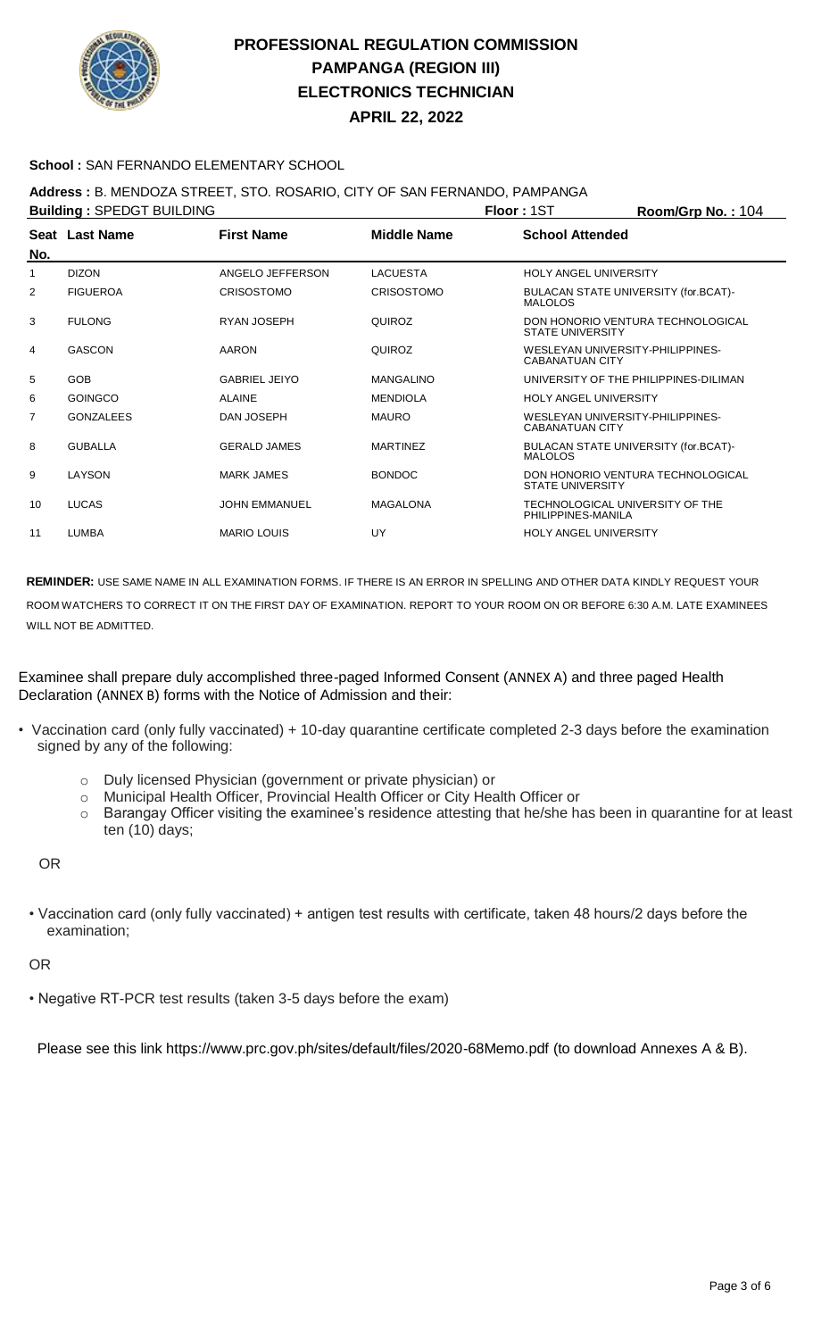# PROFESSIONAL REGULATION COMMISSION
## PAMPANGA (REGION III)
## ELECTRONICS TECHNICIAN
## APRIL 22, 2022

**School :** SAN FERNANDO ELEMENTARY SCHOOL

**Address :** B. MENDOZA STREET, STO. ROSARIO, CITY OF SAN FERNANDO, PAMPANGA

**Building :** SPEDGT BUILDING **Floor :** 1ST **Room/Grp No. :** 104

| Seat No. | Last Name | First Name | Middle Name | School Attended |
|---|---|---|---|---|
| 1 | DIZON | ANGELO JEFFERSON | LACUESTA | HOLY ANGEL UNIVERSITY |
| 2 | FIGUEROA | CRISOSTOMO | CRISOSTOMO | BULACAN STATE UNIVERSITY (for.BCAT)-MALOLOS |
| 3 | FULONG | RYAN JOSEPH | QUIROZ | DON HONORIO VENTURA TECHNOLOGICAL STATE UNIVERSITY |
| 4 | GASCON | AARON | QUIROZ | WESLEYAN UNIVERSITY-PHILIPPINES-CABANATUAN CITY |
| 5 | GOB | GABRIEL JEIYO | MANGALINO | UNIVERSITY OF THE PHILIPPINES-DILIMAN |
| 6 | GOINGCO | ALAINE | MENDIOLA | HOLY ANGEL UNIVERSITY |
| 7 | GONZALEES | DAN JOSEPH | MAURO | WESLEYAN UNIVERSITY-PHILIPPINES-CABANATUAN CITY |
| 8 | GUBALLA | GERALD JAMES | MARTINEZ | BULACAN STATE UNIVERSITY (for.BCAT)-MALOLOS |
| 9 | LAYSON | MARK JAMES | BONDOC | DON HONORIO VENTURA TECHNOLOGICAL STATE UNIVERSITY |
| 10 | LUCAS | JOHN EMMANUEL | MAGALONA | TECHNOLOGICAL UNIVERSITY OF THE PHILIPPINES-MANILA |
| 11 | LUMBA | MARIO LOUIS | UY | HOLY ANGEL UNIVERSITY |

**REMINDER:** USE SAME NAME IN ALL EXAMINATION FORMS. IF THERE IS AN ERROR IN SPELLING AND OTHER DATA KINDLY REQUEST YOUR ROOM WATCHERS TO CORRECT IT ON THE FIRST DAY OF EXAMINATION. REPORT TO YOUR ROOM ON OR BEFORE 6:30 A.M. LATE EXAMINEES WILL NOT BE ADMITTED.

Examinee shall prepare duly accomplished three-paged Informed Consent (ANNEX A) and three paged Health Declaration (ANNEX B) forms with the Notice of Admission and their:

- Vaccination card (only fully vaccinated) + 10-day quarantine certificate completed 2-3 days before the examination signed by any of the following:
  - Duly licensed Physician (government or private physician) or
  - Municipal Health Officer, Provincial Health Officer or City Health Officer or
  - Barangay Officer visiting the examinee's residence attesting that he/she has been in quarantine for at least ten (10) days;

OR

- Vaccination card (only fully vaccinated) + antigen test results with certificate, taken 48 hours/2 days before the examination;

OR

- Negative RT-PCR test results (taken 3-5 days before the exam)

Please see this link https://www.prc.gov.ph/sites/default/files/2020-68Memo.pdf (to download Annexes A & B).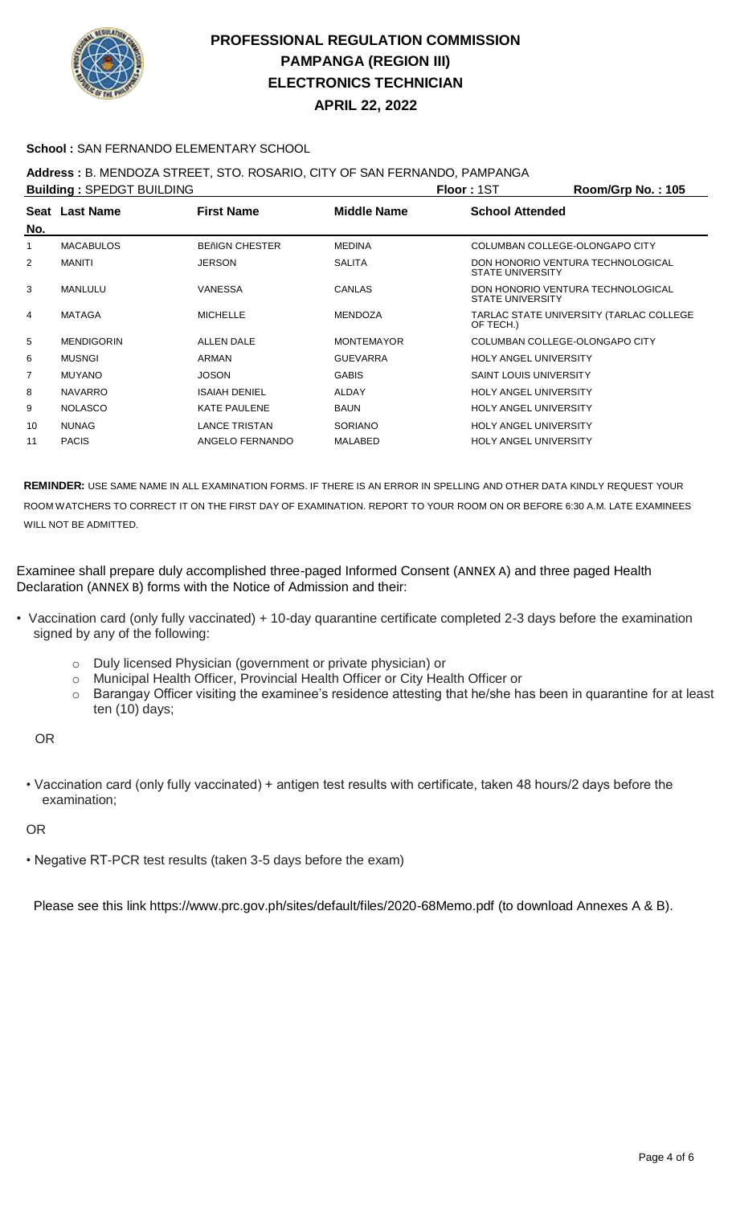# PROFESSIONAL REGULATION COMMISSION
# PAMPANGA (REGION III)
# ELECTRONICS TECHNICIAN
# APRIL 22, 2022

**School :** SAN FERNANDO ELEMENTARY SCHOOL

**Address :** B. MENDOZA STREET, STO. ROSARIO, CITY OF SAN FERNANDO, PAMPANGA

**Building :** SPEDGT BUILDING **Floor :** 1ST **Room/Grp No. :** 105

| Seat No. | Last Name | First Name | Middle Name | School Attended |
|---|---|---|---|---|
| 1 | MACABULOS | BEñIGN CHESTER | MEDINA | COLUMBAN COLLEGE-OLONGAPO CITY |
| 2 | MANITI | JERSON | SALITA | DON HONORIO VENTURA TECHNOLOGICAL STATE UNIVERSITY |
| 3 | MANLULU | VANESSA | CANLAS | DON HONORIO VENTURA TECHNOLOGICAL STATE UNIVERSITY |
| 4 | MATAGA | MICHELLE | MENDOZA | TARLAC STATE UNIVERSITY (TARLAC COLLEGE OF TECH.) |
| 5 | MENDIGORIN | ALLEN DALE | MONTEMAYOR | COLUMBAN COLLEGE-OLONGAPO CITY |
| 6 | MUSNGI | ARMAN | GUEVARRA | HOLY ANGEL UNIVERSITY |
| 7 | MUYANO | JOSON | GABIS | SAINT LOUIS UNIVERSITY |
| 8 | NAVARRO | ISAIAH DENIEL | ALDAY | HOLY ANGEL UNIVERSITY |
| 9 | NOLASCO | KATE PAULENE | BAUN | HOLY ANGEL UNIVERSITY |
| 10 | NUNAG | LANCE TRISTAN | SORIANO | HOLY ANGEL UNIVERSITY |
| 11 | PACIS | ANGELO FERNANDO | MALABED | HOLY ANGEL UNIVERSITY |

**REMINDER:** USE SAME NAME IN ALL EXAMINATION FORMS. IF THERE IS AN ERROR IN SPELLING AND OTHER DATA KINDLY REQUEST YOUR ROOM WATCHERS TO CORRECT IT ON THE FIRST DAY OF EXAMINATION. REPORT TO YOUR ROOM ON OR BEFORE 6:30 A.M. LATE EXAMINEES WILL NOT BE ADMITTED.

Examinee shall prepare duly accomplished three-paged Informed Consent (ANNEX A) and three paged Health Declaration (ANNEX B) forms with the Notice of Admission and their:

- Vaccination card (only fully vaccinated) + 10-day quarantine certificate completed 2-3 days before the examination signed by any of the following:
  - Duly licensed Physician (government or private physician) or
  - Municipal Health Officer, Provincial Health Officer or City Health Officer or
  - Barangay Officer visiting the examinee's residence attesting that he/she has been in quarantine for at least ten (10) days;

OR

- Vaccination card (only fully vaccinated) + antigen test results with certificate, taken 48 hours/2 days before the examination;

OR

- Negative RT-PCR test results (taken 3-5 days before the exam)

Please see this link https://www.prc.gov.ph/sites/default/files/2020-68Memo.pdf (to download Annexes A & B).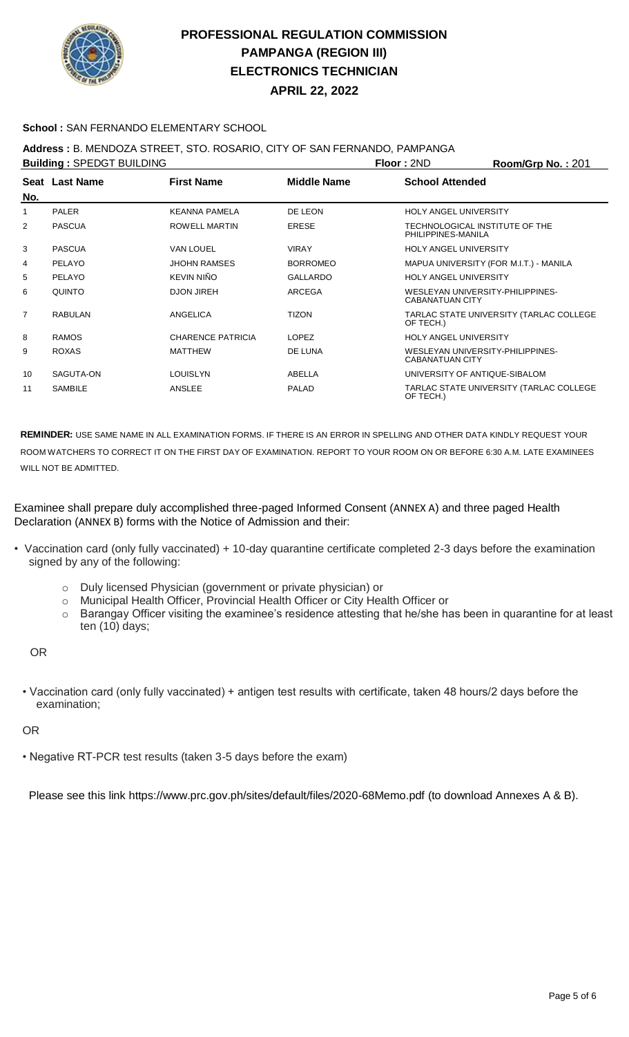# PROFESSIONAL REGULATION COMMISSION
# PAMPANGA (REGION III)
# ELECTRONICS TECHNICIAN
# APRIL 22, 2022

**School :** SAN FERNANDO ELEMENTARY SCHOOL

**Address :** B. MENDOZA STREET, STO. ROSARIO, CITY OF SAN FERNANDO, PAMPANGA

**Building :** SPEDGT BUILDING **Floor :** 2ND **Room/Grp No. :** 201

| Seat No. | Last Name | First Name | Middle Name | School Attended |
|---|---|---|---|---|
| 1 | PALER | KEANNA PAMELA | DE LEON | HOLY ANGEL UNIVERSITY |
| 2 | PASCUA | ROWELL MARTIN | ERESE | TECHNOLOGICAL INSTITUTE OF THE PHILIPPINES-MANILA |
| 3 | PASCUA | VAN LOUEL | VIRAY | HOLY ANGEL UNIVERSITY |
| 4 | PELAYO | JHOHN RAMSES | BORROMEO | MAPUA UNIVERSITY (FOR M.I.T.) - MANILA |
| 5 | PELAYO | KEVIN NIÑO | GALLARDO | HOLY ANGEL UNIVERSITY |
| 6 | QUINTO | DJON JIREH | ARCEGA | WESLEYAN UNIVERSITY-PHILIPPINES-CABANATUAN CITY |
| 7 | RABULAN | ANGELICA | TIZON | TARLAC STATE UNIVERSITY (TARLAC COLLEGE OF TECH.) |
| 8 | RAMOS | CHARENCE PATRICIA | LOPEZ | HOLY ANGEL UNIVERSITY |
| 9 | ROXAS | MATTHEW | DE LUNA | WESLEYAN UNIVERSITY-PHILIPPINES-CABANATUAN CITY |
| 10 | SAGUTA-ON | LOUISLYN | ABELLA | UNIVERSITY OF ANTIQUE-SIBALOM |
| 11 | SAMBILE | ANSLEE | PALAD | TARLAC STATE UNIVERSITY (TARLAC COLLEGE OF TECH.) |

**REMINDER:** USE SAME NAME IN ALL EXAMINATION FORMS. IF THERE IS AN ERROR IN SPELLING AND OTHER DATA KINDLY REQUEST YOUR ROOM WATCHERS TO CORRECT IT ON THE FIRST DAY OF EXAMINATION. REPORT TO YOUR ROOM ON OR BEFORE 6:30 A.M. LATE EXAMINEES WILL NOT BE ADMITTED.

Examinee shall prepare duly accomplished three-paged Informed Consent (ANNEX A) and three paged Health Declaration (ANNEX B) forms with the Notice of Admission and their:

- Vaccination card (only fully vaccinated) + 10-day quarantine certificate completed 2-3 days before the examination signed by any of the following:
  - Duly licensed Physician (government or private physician) or
  - Municipal Health Officer, Provincial Health Officer or City Health Officer or
  - Barangay Officer visiting the examinee's residence attesting that he/she has been in quarantine for at least ten (10) days;

OR

- Vaccination card (only fully vaccinated) + antigen test results with certificate, taken 48 hours/2 days before the examination;

OR

- Negative RT-PCR test results (taken 3-5 days before the exam)

Please see this link https://www.prc.gov.ph/sites/default/files/2020-68Memo.pdf (to download Annexes A & B).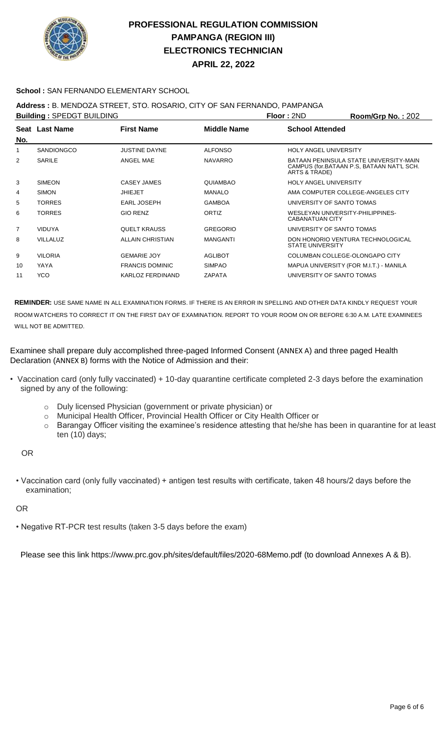# PROFESSIONAL REGULATION COMMISSION
# PAMPANGA (REGION III)
# ELECTRONICS TECHNICIAN
# APRIL 22, 2022

**School :** SAN FERNANDO ELEMENTARY SCHOOL

**Address :** B. MENDOZA STREET, STO. ROSARIO, CITY OF SAN FERNANDO, PAMPANGA

**Building :** SPEDGT BUILDING **Floor :** 2ND **Room/Grp No. :** 202

| Seat No. | Last Name | First Name | Middle Name | School Attended |
|---|---|---|---|---|
| 1 | SANDIONGCO | JUSTINE DAYNE | ALFONSO | HOLY ANGEL UNIVERSITY |
| 2 | SARILE | ANGEL MAE | NAVARRO | BATAAN PENINSULA STATE UNIVERSITY-MAIN CAMPUS (for.BATAAN P.S, BATAAN NAT'L SCH. ARTS & TRADE) |
| 3 | SIMEON | CASEY JAMES | QUIAMBAO | HOLY ANGEL UNIVERSITY |
| 4 | SIMON | JHIEJET | MANALO | AMA COMPUTER COLLEGE-ANGELES CITY |
| 5 | TORRES | EARL JOSEPH | GAMBOA | UNIVERSITY OF SANTO TOMAS |
| 6 | TORRES | GIO RENZ | ORTIZ | WESLEYAN UNIVERSITY-PHILIPPINES-CABANATUAN CITY |
| 7 | VIDUYA | QUELT KRAUSS | GREGORIO | UNIVERSITY OF SANTO TOMAS |
| 8 | VILLALUZ | ALLAIN CHRISTIAN | MANGANTI | DON HONORIO VENTURA TECHNOLOGICAL STATE UNIVERSITY |
| 9 | VILORIA | GEMARIE JOY | AGLIBOT | COLUMBAN COLLEGE-OLONGAPO CITY |
| 10 | YAYA | FRANCIS DOMINIC | SIMPAO | MAPUA UNIVERSITY (FOR M.I.T.) - MANILA |
| 11 | YCO | KARLOZ FERDINAND | ZAPATA | UNIVERSITY OF SANTO TOMAS |

**REMINDER:** USE SAME NAME IN ALL EXAMINATION FORMS. IF THERE IS AN ERROR IN SPELLING AND OTHER DATA KINDLY REQUEST YOUR ROOM WATCHERS TO CORRECT IT ON THE FIRST DAY OF EXAMINATION. REPORT TO YOUR ROOM ON OR BEFORE 6:30 A.M. LATE EXAMINEES WILL NOT BE ADMITTED.

Examinee shall prepare duly accomplished three-paged Informed Consent (ANNEX A) and three paged Health Declaration (ANNEX B) forms with the Notice of Admission and their:

- Vaccination card (only fully vaccinated) + 10-day quarantine certificate completed 2-3 days before the examination signed by any of the following:
  - Duly licensed Physician (government or private physician) or
  - Municipal Health Officer, Provincial Health Officer or City Health Officer or
  - Barangay Officer visiting the examinee's residence attesting that he/she has been in quarantine for at least ten (10) days;

OR

- Vaccination card (only fully vaccinated) + antigen test results with certificate, taken 48 hours/2 days before the examination;

OR

- Negative RT-PCR test results (taken 3-5 days before the exam)

Please see this link https://www.prc.gov.ph/sites/default/files/2020-68Memo.pdf (to download Annexes A & B).